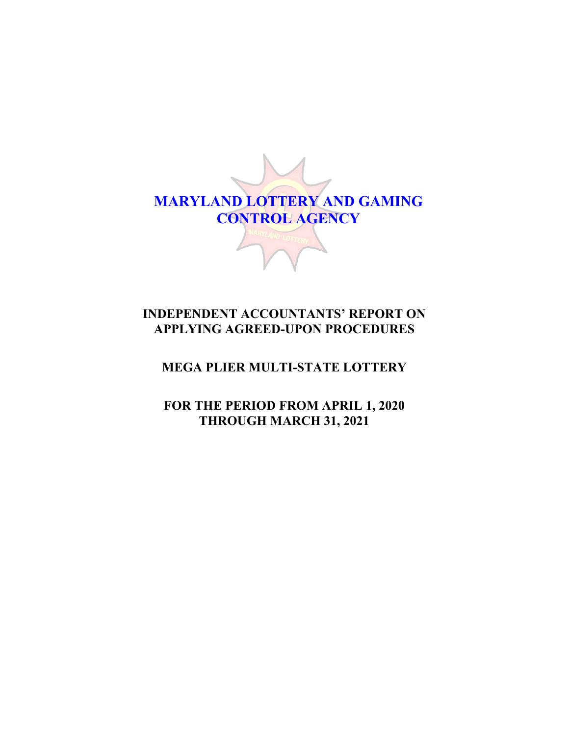# MARYLAND LOTTERY AND GAMING CONTROL AGENCY

## INDEPENDENT ACCOUNTANTS' REPORT ON APPLYING AGREED-UPON PROCEDURES

## MEGA PLIER MULTI-STATE LOTTERY

## FOR THE PERIOD FROM APRIL 1, 2020 THROUGH MARCH 31, 2021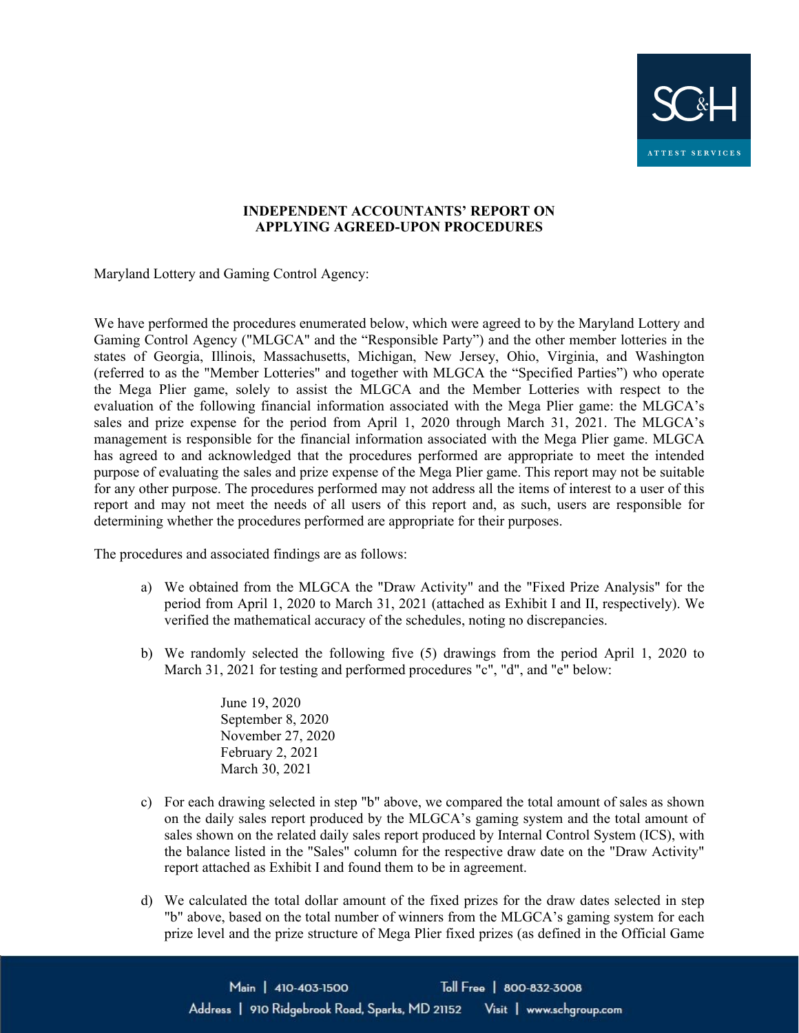## INDEPENDENT ACCOUNTANTS' REPORT ON APPLYING AGREED-UPON PROCEDURES

Maryland Lottery and Gaming Control Agency:

We have performed the procedures enumerated below, which were agreed to by the Maryland Lottery and Gaming Control Agency ("MLGCA" and the "Responsible Party") and the other member lotteries in the states of Georgia, Illinois, Massachusetts, Michigan, New Jersey, Ohio, Virginia, and Washington (referred to as the "Member Lotteries" and together with MLGCA the "Specified Parties") who operate the Mega Plier game, solely to assist the MLGCA and the Member Lotteries with respect to the evaluation of the following financial information associated with the Mega Plier game: the MLGCA's sales and prize expense for the period from April 1, 2020 through March 31, 2021. The MLGCA's management is responsible for the financial information associated with the Mega Plier game. MLGCA has agreed to and acknowledged that the procedures performed are appropriate to meet the intended purpose of evaluating the sales and prize expense of the Mega Plier game. This report may not be suitable for any other purpose. The procedures performed may not address all the items of interest to a user of this report and may not meet the needs of all users of this report and, as such, users are responsible for determining whether the procedures performed are appropriate for their purposes.

The procedures and associated findings are as follows:

a) We obtained from the MLGCA the "Draw Activity" and the "Fixed Prize Analysis" for the period from April 1, 2020 to March 31, 2021 (attached as Exhibit I and II, respectively). We verified the mathematical accuracy of the schedules, noting no discrepancies.

b) We randomly selected the following five (5) drawings from the period April 1, 2020 to March 31, 2021 for testing and performed procedures "c", "d", and "e" below:

   June 19, 2020
   September 8, 2020
   November 27, 2020
   February 2, 2021
   March 30, 2021

c) For each drawing selected in step "b" above, we compared the total amount of sales as shown on the daily sales report produced by the MLGCA's gaming system and the total amount of sales shown on the related daily sales report produced by Internal Control System (ICS), with the balance listed in the "Sales" column for the respective draw date on the "Draw Activity" report attached as Exhibit I and found them to be in agreement.

d) We calculated the total dollar amount of the fixed prizes for the draw dates selected in step "b" above, based on the total number of winners from the MLGCA's gaming system for each prize level and the prize structure of Mega Plier fixed prizes (as defined in the Official Game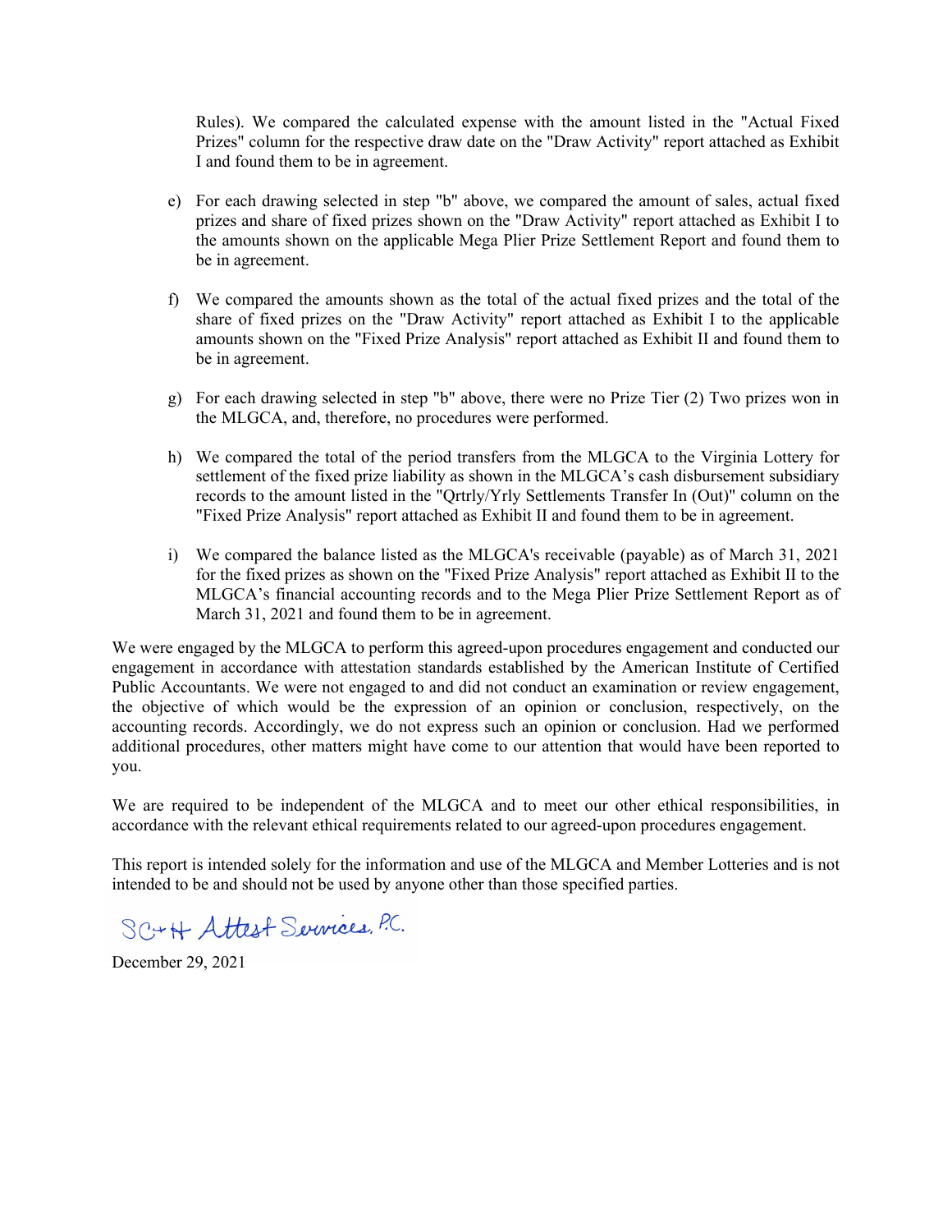Rules). We compared the calculated expense with the amount listed in the "Actual Fixed Prizes" column for the respective draw date on the "Draw Activity" report attached as Exhibit I and found them to be in agreement.

e) For each drawing selected in step "b" above, we compared the amount of sales, actual fixed prizes and share of fixed prizes shown on the "Draw Activity" report attached as Exhibit I to the amounts shown on the applicable Mega Plier Prize Settlement Report and found them to be in agreement.

f) We compared the amounts shown as the total of the actual fixed prizes and the total of the share of fixed prizes on the "Draw Activity" report attached as Exhibit I to the applicable amounts shown on the "Fixed Prize Analysis" report attached as Exhibit II and found them to be in agreement.

g) For each drawing selected in step "b" above, there were no Prize Tier (2) Two prizes won in the MLGCA, and, therefore, no procedures were performed.

h) We compared the total of the period transfers from the MLGCA to the Virginia Lottery for settlement of the fixed prize liability as shown in the MLGCA's cash disbursement subsidiary records to the amount listed in the "Qrtrly/Yrly Settlements Transfer In (Out)" column on the "Fixed Prize Analysis" report attached as Exhibit II and found them to be in agreement.

i) We compared the balance listed as the MLGCA's receivable (payable) as of March 31, 2021 for the fixed prizes as shown on the "Fixed Prize Analysis" report attached as Exhibit II to the MLGCA's financial accounting records and to the Mega Plier Prize Settlement Report as of March 31, 2021 and found them to be in agreement.

We were engaged by the MLGCA to perform this agreed-upon procedures engagement and conducted our engagement in accordance with attestation standards established by the American Institute of Certified Public Accountants. We were not engaged to and did not conduct an examination or review engagement, the objective of which would be the expression of an opinion or conclusion, respectively, on the accounting records. Accordingly, we do not express such an opinion or conclusion. Had we performed additional procedures, other matters might have come to our attention that would have been reported to you.

We are required to be independent of the MLGCA and to meet our other ethical responsibilities, in accordance with the relevant ethical requirements related to our agreed-upon procedures engagement.

This report is intended solely for the information and use of the MLGCA and Member Lotteries and is not intended to be and should not be used by anyone other than those specified parties.

SC+H Attest Services, P.C.

December 29, 2021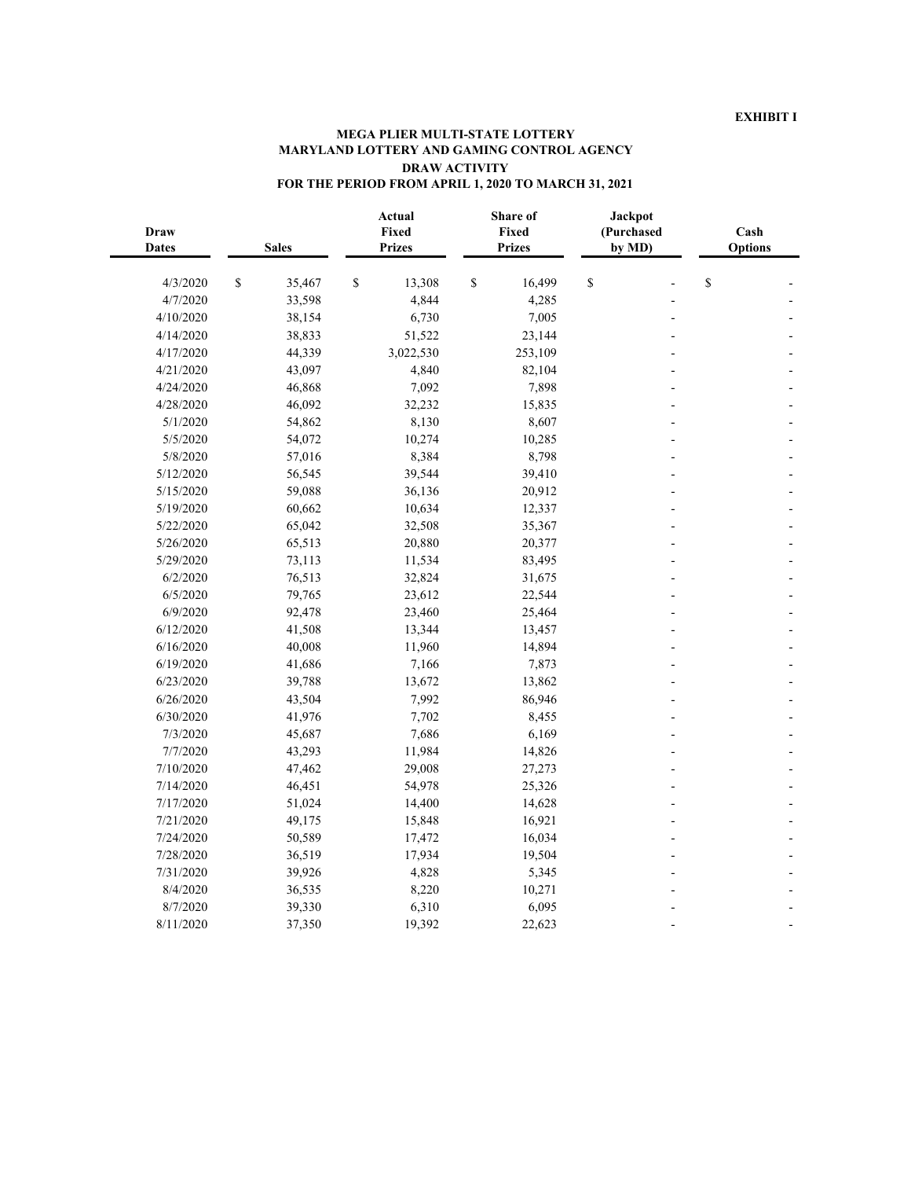**EXHIBIT I**

**MEGA PLIER MULTI-STATE LOTTERY**
**MARYLAND LOTTERY AND GAMING CONTROL AGENCY**
**DRAW ACTIVITY**
**FOR THE PERIOD FROM APRIL 1, 2020 TO MARCH 31, 2021**

| Draw Dates | Sales | Actual Fixed Prizes | Share of Fixed Prizes | Jackpot (Purchased by MD) | Cash Options |
|---|---|---|---|---|---|
| 4/3/2020 | $ 35,467 | $ 13,308 | $ 16,499 | $ - | $ - |
| 4/7/2020 | 33,598 | 4,844 | 4,285 | - | - |
| 4/10/2020 | 38,154 | 6,730 | 7,005 | - | - |
| 4/14/2020 | 38,833 | 51,522 | 23,144 | - | - |
| 4/17/2020 | 44,339 | 3,022,530 | 253,109 | - | - |
| 4/21/2020 | 43,097 | 4,840 | 82,104 | - | - |
| 4/24/2020 | 46,868 | 7,092 | 7,898 | - | - |
| 4/28/2020 | 46,092 | 32,232 | 15,835 | - | - |
| 5/1/2020 | 54,862 | 8,130 | 8,607 | - | - |
| 5/5/2020 | 54,072 | 10,274 | 10,285 | - | - |
| 5/8/2020 | 57,016 | 8,384 | 8,798 | - | - |
| 5/12/2020 | 56,545 | 39,544 | 39,410 | - | - |
| 5/15/2020 | 59,088 | 36,136 | 20,912 | - | - |
| 5/19/2020 | 60,662 | 10,634 | 12,337 | - | - |
| 5/22/2020 | 65,042 | 32,508 | 35,367 | - | - |
| 5/26/2020 | 65,513 | 20,880 | 20,377 | - | - |
| 5/29/2020 | 73,113 | 11,534 | 83,495 | - | - |
| 6/2/2020 | 76,513 | 32,824 | 31,675 | - | - |
| 6/5/2020 | 79,765 | 23,612 | 22,544 | - | - |
| 6/9/2020 | 92,478 | 23,460 | 25,464 | - | - |
| 6/12/2020 | 41,508 | 13,344 | 13,457 | - | - |
| 6/16/2020 | 40,008 | 11,960 | 14,894 | - | - |
| 6/19/2020 | 41,686 | 7,166 | 7,873 | - | - |
| 6/23/2020 | 39,788 | 13,672 | 13,862 | - | - |
| 6/26/2020 | 43,504 | 7,992 | 86,946 | - | - |
| 6/30/2020 | 41,976 | 7,702 | 8,455 | - | - |
| 7/3/2020 | 45,687 | 7,686 | 6,169 | - | - |
| 7/7/2020 | 43,293 | 11,984 | 14,826 | - | - |
| 7/10/2020 | 47,462 | 29,008 | 27,273 | - | - |
| 7/14/2020 | 46,451 | 54,978 | 25,326 | - | - |
| 7/17/2020 | 51,024 | 14,400 | 14,628 | - | - |
| 7/21/2020 | 49,175 | 15,848 | 16,921 | - | - |
| 7/24/2020 | 50,589 | 17,472 | 16,034 | - | - |
| 7/28/2020 | 36,519 | 17,934 | 19,504 | - | - |
| 7/31/2020 | 39,926 | 4,828 | 5,345 | - | - |
| 8/4/2020 | 36,535 | 8,220 | 10,271 | - | - |
| 8/7/2020 | 39,330 | 6,310 | 6,095 | - | - |
| 8/11/2020 | 37,350 | 19,392 | 22,623 | - | - |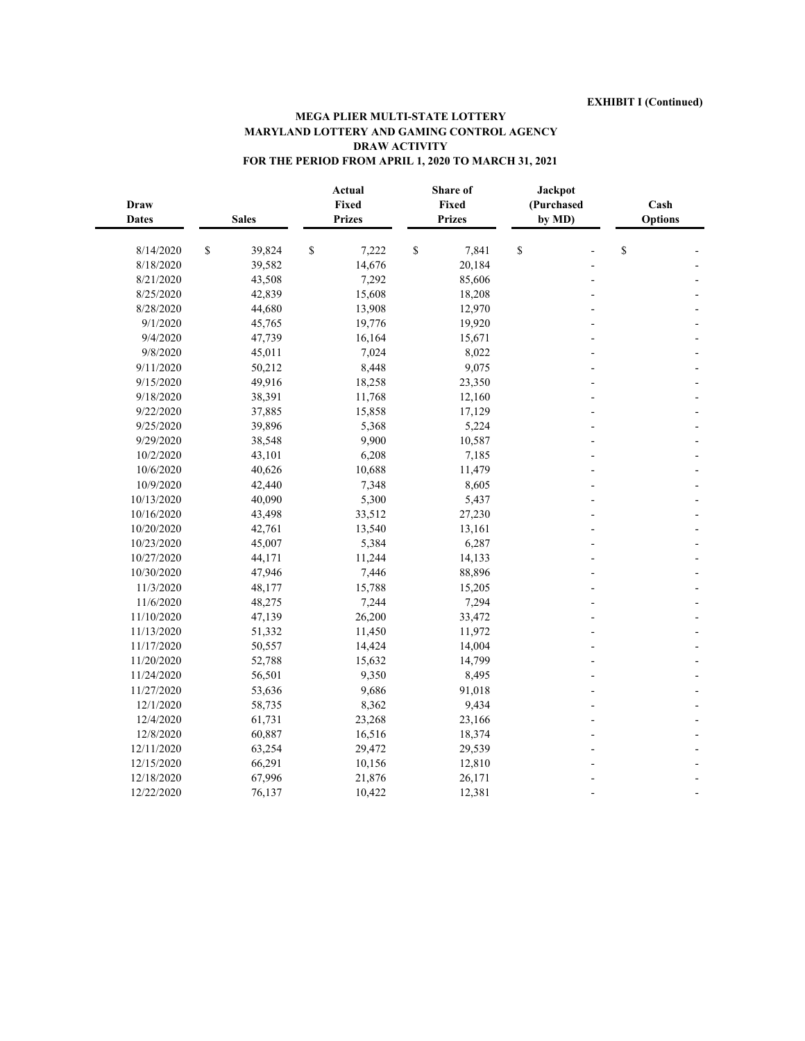**EXHIBIT I (Continued)**

**MEGA PLIER MULTI-STATE LOTTERY**
**MARYLAND LOTTERY AND GAMING CONTROL AGENCY**
**DRAW ACTIVITY**
**FOR THE PERIOD FROM APRIL 1, 2020 TO MARCH 31, 2021**

| Draw Dates | Sales | Actual Fixed Prizes | Share of Fixed Prizes | Jackpot (Purchased by MD) | Cash Options |
|---|---|---|---|---|---|
| 8/14/2020 | $ 39,824 | $ 7,222 | $ 7,841 | $ - | $ - |
| 8/18/2020 | 39,582 | 14,676 | 20,184 | - | - |
| 8/21/2020 | 43,508 | 7,292 | 85,606 | - | - |
| 8/25/2020 | 42,839 | 15,608 | 18,208 | - | - |
| 8/28/2020 | 44,680 | 13,908 | 12,970 | - | - |
| 9/1/2020 | 45,765 | 19,776 | 19,920 | - | - |
| 9/4/2020 | 47,739 | 16,164 | 15,671 | - | - |
| 9/8/2020 | 45,011 | 7,024 | 8,022 | - | - |
| 9/11/2020 | 50,212 | 8,448 | 9,075 | - | - |
| 9/15/2020 | 49,916 | 18,258 | 23,350 | - | - |
| 9/18/2020 | 38,391 | 11,768 | 12,160 | - | - |
| 9/22/2020 | 37,885 | 15,858 | 17,129 | - | - |
| 9/25/2020 | 39,896 | 5,368 | 5,224 | - | - |
| 9/29/2020 | 38,548 | 9,900 | 10,587 | - | - |
| 10/2/2020 | 43,101 | 6,208 | 7,185 | - | - |
| 10/6/2020 | 40,626 | 10,688 | 11,479 | - | - |
| 10/9/2020 | 42,440 | 7,348 | 8,605 | - | - |
| 10/13/2020 | 40,090 | 5,300 | 5,437 | - | - |
| 10/16/2020 | 43,498 | 33,512 | 27,230 | - | - |
| 10/20/2020 | 42,761 | 13,540 | 13,161 | - | - |
| 10/23/2020 | 45,007 | 5,384 | 6,287 | - | - |
| 10/27/2020 | 44,171 | 11,244 | 14,133 | - | - |
| 10/30/2020 | 47,946 | 7,446 | 88,896 | - | - |
| 11/3/2020 | 48,177 | 15,788 | 15,205 | - | - |
| 11/6/2020 | 48,275 | 7,244 | 7,294 | - | - |
| 11/10/2020 | 47,139 | 26,200 | 33,472 | - | - |
| 11/13/2020 | 51,332 | 11,450 | 11,972 | - | - |
| 11/17/2020 | 50,557 | 14,424 | 14,004 | - | - |
| 11/20/2020 | 52,788 | 15,632 | 14,799 | - | - |
| 11/24/2020 | 56,501 | 9,350 | 8,495 | - | - |
| 11/27/2020 | 53,636 | 9,686 | 91,018 | - | - |
| 12/1/2020 | 58,735 | 8,362 | 9,434 | - | - |
| 12/4/2020 | 61,731 | 23,268 | 23,166 | - | - |
| 12/8/2020 | 60,887 | 16,516 | 18,374 | - | - |
| 12/11/2020 | 63,254 | 29,472 | 29,539 | - | - |
| 12/15/2020 | 66,291 | 10,156 | 12,810 | - | - |
| 12/18/2020 | 67,996 | 21,876 | 26,171 | - | - |
| 12/22/2020 | 76,137 | 10,422 | 12,381 | - | - |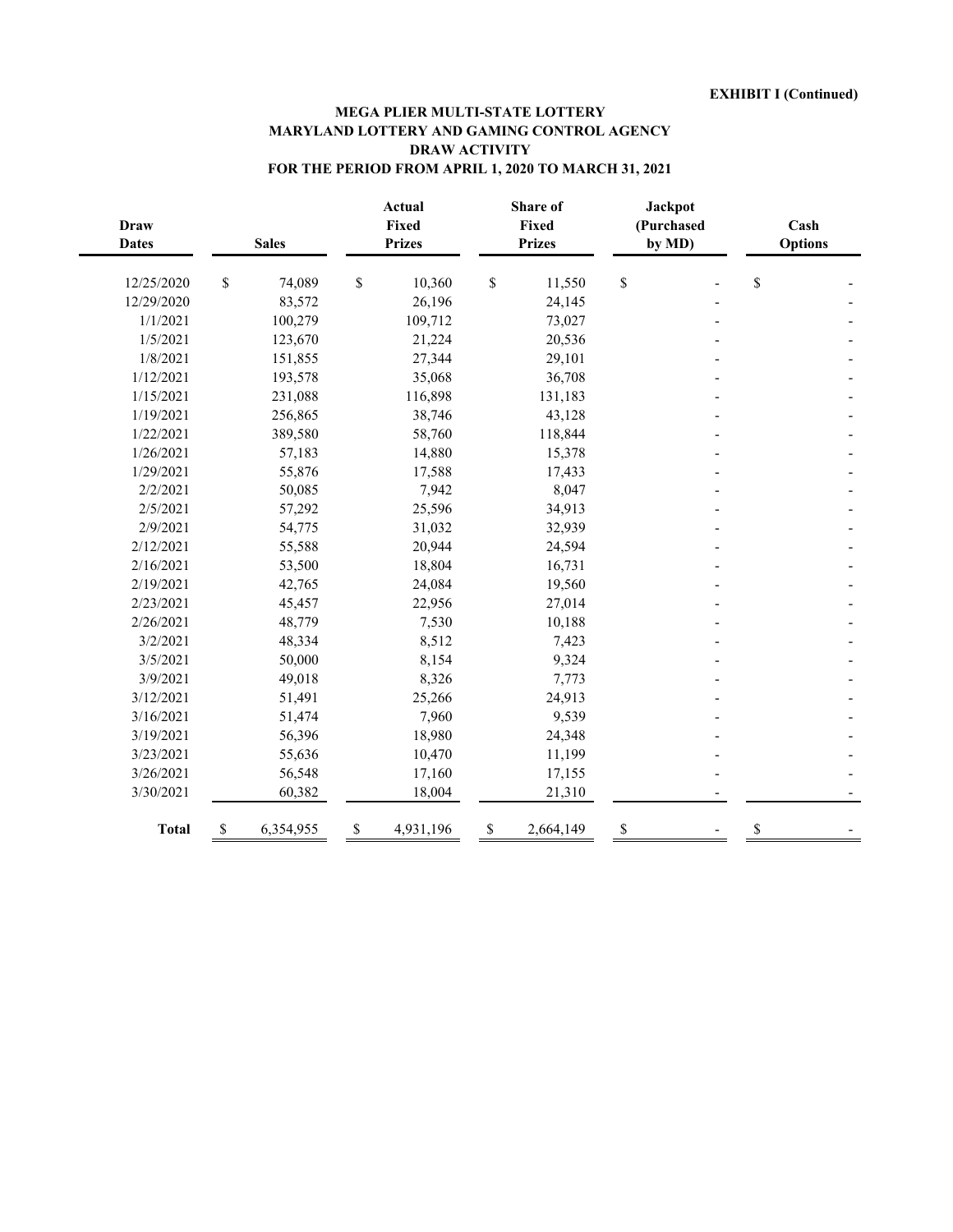**EXHIBIT I (Continued)**

**MEGA PLIER MULTI-STATE LOTTERY**
**MARYLAND LOTTERY AND GAMING CONTROL AGENCY**
**DRAW ACTIVITY**
**FOR THE PERIOD FROM APRIL 1, 2020 TO MARCH 31, 2021**

| Draw Dates | Sales | Actual Fixed Prizes | Share of Fixed Prizes | Jackpot (Purchased by MD) | Cash Options |
|---|---|---|---|---|---|
| 12/25/2020 | $ 74,089 | $ 10,360 | $ 11,550 | $ - | $ - |
| 12/29/2020 | 83,572 | 26,196 | 24,145 | - | - |
| 1/1/2021 | 100,279 | 109,712 | 73,027 | - | - |
| 1/5/2021 | 123,670 | 21,224 | 20,536 | - | - |
| 1/8/2021 | 151,855 | 27,344 | 29,101 | - | - |
| 1/12/2021 | 193,578 | 35,068 | 36,708 | - | - |
| 1/15/2021 | 231,088 | 116,898 | 131,183 | - | - |
| 1/19/2021 | 256,865 | 38,746 | 43,128 | - | - |
| 1/22/2021 | 389,580 | 58,760 | 118,844 | - | - |
| 1/26/2021 | 57,183 | 14,880 | 15,378 | - | - |
| 1/29/2021 | 55,876 | 17,588 | 17,433 | - | - |
| 2/2/2021 | 50,085 | 7,942 | 8,047 | - | - |
| 2/5/2021 | 57,292 | 25,596 | 34,913 | - | - |
| 2/9/2021 | 54,775 | 31,032 | 32,939 | - | - |
| 2/12/2021 | 55,588 | 20,944 | 24,594 | - | - |
| 2/16/2021 | 53,500 | 18,804 | 16,731 | - | - |
| 2/19/2021 | 42,765 | 24,084 | 19,560 | - | - |
| 2/23/2021 | 45,457 | 22,956 | 27,014 | - | - |
| 2/26/2021 | 48,779 | 7,530 | 10,188 | - | - |
| 3/2/2021 | 48,334 | 8,512 | 7,423 | - | - |
| 3/5/2021 | 50,000 | 8,154 | 9,324 | - | - |
| 3/9/2021 | 49,018 | 8,326 | 7,773 | - | - |
| 3/12/2021 | 51,491 | 25,266 | 24,913 | - | - |
| 3/16/2021 | 51,474 | 7,960 | 9,539 | - | - |
| 3/19/2021 | 56,396 | 18,980 | 24,348 | - | - |
| 3/23/2021 | 55,636 | 10,470 | 11,199 | - | - |
| 3/26/2021 | 56,548 | 17,160 | 17,155 | - | - |
| 3/30/2021 | 60,382 | 18,004 | 21,310 | - | - |
| **Total** | $ 6,354,955 | $ 4,931,196 | $ 2,664,149 | $ - | $ - |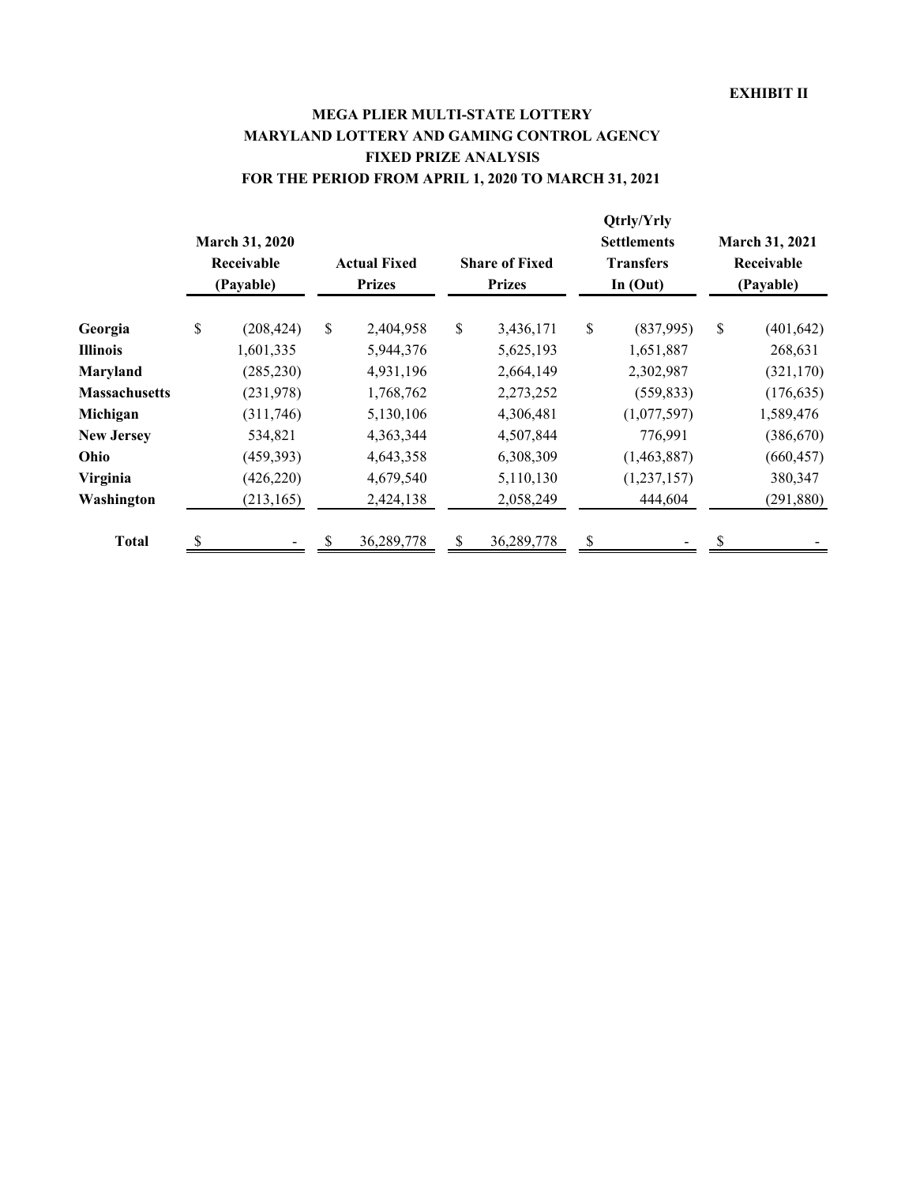**EXHIBIT II**

# MEGA PLIER MULTI-STATE LOTTERY
## MARYLAND LOTTERY AND GAMING CONTROL AGENCY
## FIXED PRIZE ANALYSIS
## FOR THE PERIOD FROM APRIL 1, 2020 TO MARCH 31, 2021

| | March 31, 2020 Receivable (Payable) | Actual Fixed Prizes | Share of Fixed Prizes | Qtrly/Yrly Settlements Transfers In (Out) | March 31, 2021 Receivable (Payable) |
|---|---|---|---|---|---|
| **Georgia** | $ (208,424) | $ 2,404,958 | $ 3,436,171 | $ (837,995) | $ (401,642) |
| **Illinois** | 1,601,335 | 5,944,376 | 5,625,193 | 1,651,887 | 268,631 |
| **Maryland** | (285,230) | 4,931,196 | 2,664,149 | 2,302,987 | (321,170) |
| **Massachusetts** | (231,978) | 1,768,762 | 2,273,252 | (559,833) | (176,635) |
| **Michigan** | (311,746) | 5,130,106 | 4,306,481 | (1,077,597) | 1,589,476 |
| **New Jersey** | 534,821 | 4,363,344 | 4,507,844 | 776,991 | (386,670) |
| **Ohio** | (459,393) | 4,643,358 | 6,308,309 | (1,463,887) | (660,457) |
| **Virginia** | (426,220) | 4,679,540 | 5,110,130 | (1,237,157) | 380,347 |
| **Washington** | (213,165) | 2,424,138 | 2,058,249 | 444,604 | (291,880) |
| **Total** | $ - | $ 36,289,778 | $ 36,289,778 | $ - | $ - |